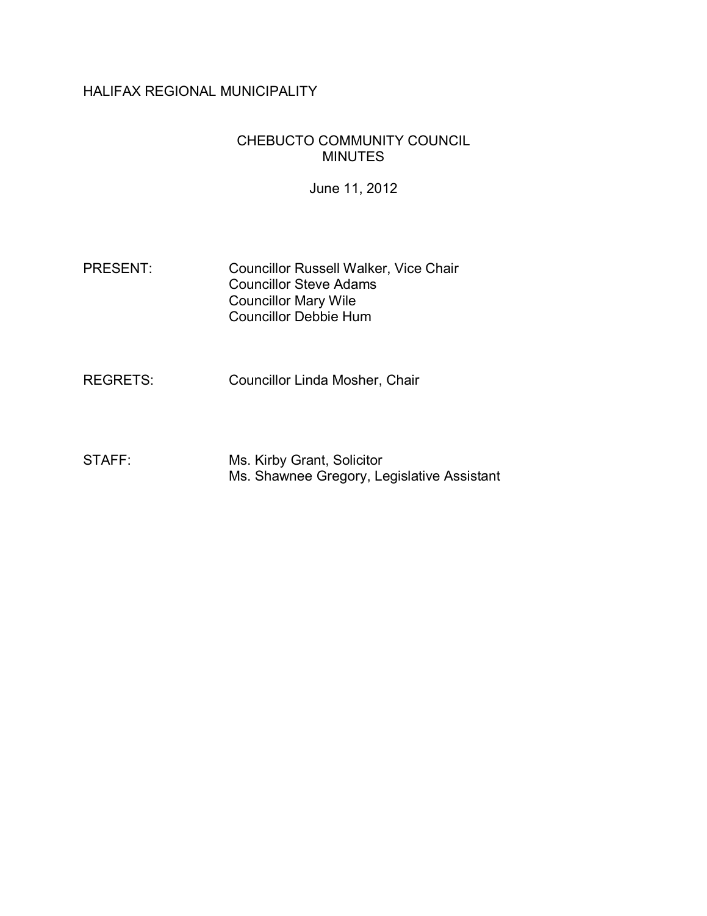HALIFAX REGIONAL MUNICIPALITY

# CHEBUCTO COMMUNITY COUNCIL MINUTES

June 11, 2012

PRESENT: Councillor Russell Walker, Vice Chair
Councillor Steve Adams
Councillor Mary Wile
Councillor Debbie Hum

REGRETS: Councillor Linda Mosher, Chair

STAFF: Ms. Kirby Grant, Solicitor
Ms. Shawnee Gregory, Legislative Assistant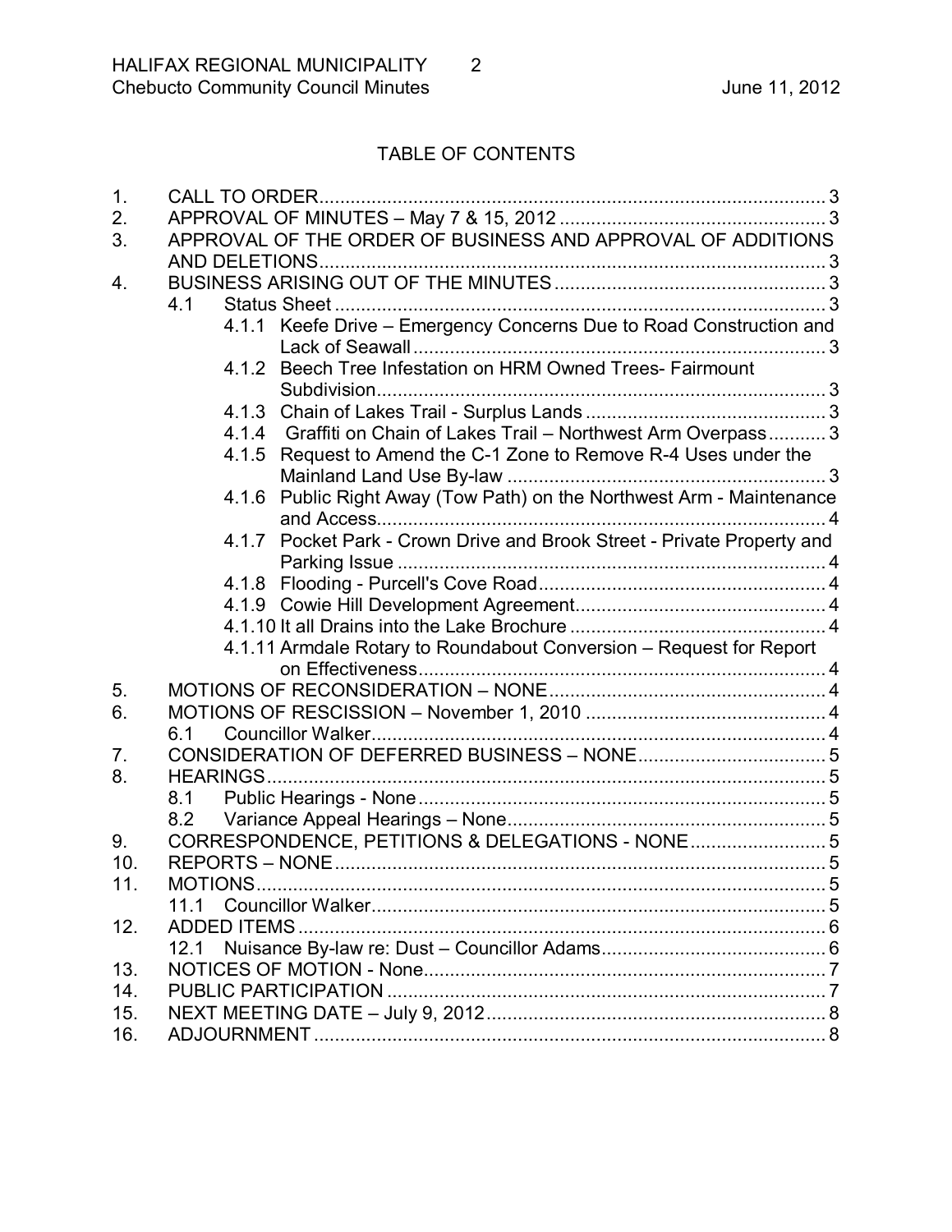## TABLE OF CONTENTS

1. CALL TO ORDER ..... 3
2. APPROVAL OF MINUTES – May 7 & 15, 2012 ..... 3
3. APPROVAL OF THE ORDER OF BUSINESS AND APPROVAL OF ADDITIONS AND DELETIONS ..... 3
4. BUSINESS ARISING OUT OF THE MINUTES ..... 3
   - 4.1 Status Sheet ..... 3
     - 4.1.1 Keefe Drive – Emergency Concerns Due to Road Construction and Lack of Seawall ..... 3
     - 4.1.2 Beech Tree Infestation on HRM Owned Trees- Fairmount Subdivision ..... 3
     - 4.1.3 Chain of Lakes Trail - Surplus Lands ..... 3
     - 4.1.4 Graffiti on Chain of Lakes Trail – Northwest Arm Overpass ..... 3
     - 4.1.5 Request to Amend the C-1 Zone to Remove R-4 Uses under the Mainland Land Use By-law ..... 3
     - 4.1.6 Public Right Away (Tow Path) on the Northwest Arm - Maintenance and Access ..... 4
     - 4.1.7 Pocket Park - Crown Drive and Brook Street - Private Property and Parking Issue ..... 4
     - 4.1.8 Flooding - Purcell's Cove Road ..... 4
     - 4.1.9 Cowie Hill Development Agreement ..... 4
     - 4.1.10 It all Drains into the Lake Brochure ..... 4
     - 4.1.11 Armdale Rotary to Roundabout Conversion – Request for Report on Effectiveness ..... 4
5. MOTIONS OF RECONSIDERATION – NONE ..... 4
6. MOTIONS OF RESCISSION – November 1, 2010 ..... 4
   - 6.1 Councillor Walker ..... 4
7. CONSIDERATION OF DEFERRED BUSINESS – NONE ..... 5
8. HEARINGS ..... 5
   - 8.1 Public Hearings - None ..... 5
   - 8.2 Variance Appeal Hearings – None ..... 5
9. CORRESPONDENCE, PETITIONS & DELEGATIONS - NONE ..... 5
10. REPORTS – NONE ..... 5
11. MOTIONS ..... 5
    - 11.1 Councillor Walker ..... 5
12. ADDED ITEMS ..... 6
    - 12.1 Nuisance By-law re: Dust – Councillor Adams ..... 6
13. NOTICES OF MOTION - None ..... 7
14. PUBLIC PARTICIPATION ..... 7
15. NEXT MEETING DATE – July 9, 2012 ..... 8
16. ADJOURNMENT ..... 8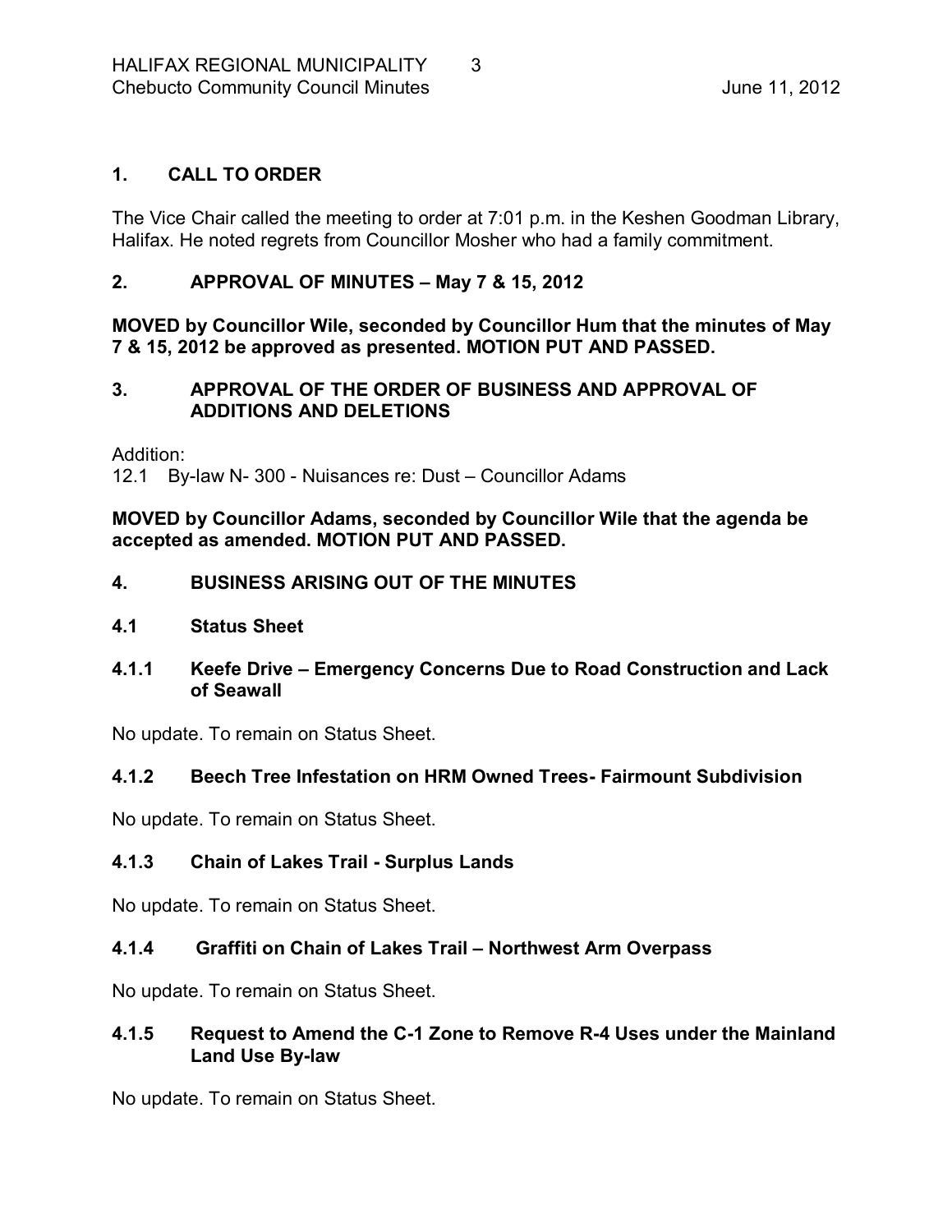## 1. CALL TO ORDER

The Vice Chair called the meeting to order at 7:01 p.m. in the Keshen Goodman Library, Halifax. He noted regrets from Councillor Mosher who had a family commitment.

## 2. APPROVAL OF MINUTES – May 7 & 15, 2012

**MOVED by Councillor Wile, seconded by Councillor Hum that the minutes of May 7 & 15, 2012 be approved as presented. MOTION PUT AND PASSED.**

## 3. APPROVAL OF THE ORDER OF BUSINESS AND APPROVAL OF ADDITIONS AND DELETIONS

Addition:
12.1 By-law N- 300 - Nuisances re: Dust – Councillor Adams

**MOVED by Councillor Adams, seconded by Councillor Wile that the agenda be accepted as amended. MOTION PUT AND PASSED.**

## 4. BUSINESS ARISING OUT OF THE MINUTES

### 4.1 Status Sheet

#### 4.1.1 Keefe Drive – Emergency Concerns Due to Road Construction and Lack of Seawall

No update. To remain on Status Sheet.

#### 4.1.2 Beech Tree Infestation on HRM Owned Trees- Fairmount Subdivision

No update. To remain on Status Sheet.

#### 4.1.3 Chain of Lakes Trail - Surplus Lands

No update. To remain on Status Sheet.

#### 4.1.4 Graffiti on Chain of Lakes Trail – Northwest Arm Overpass

No update. To remain on Status Sheet.

#### 4.1.5 Request to Amend the C-1 Zone to Remove R-4 Uses under the Mainland Land Use By-law

No update. To remain on Status Sheet.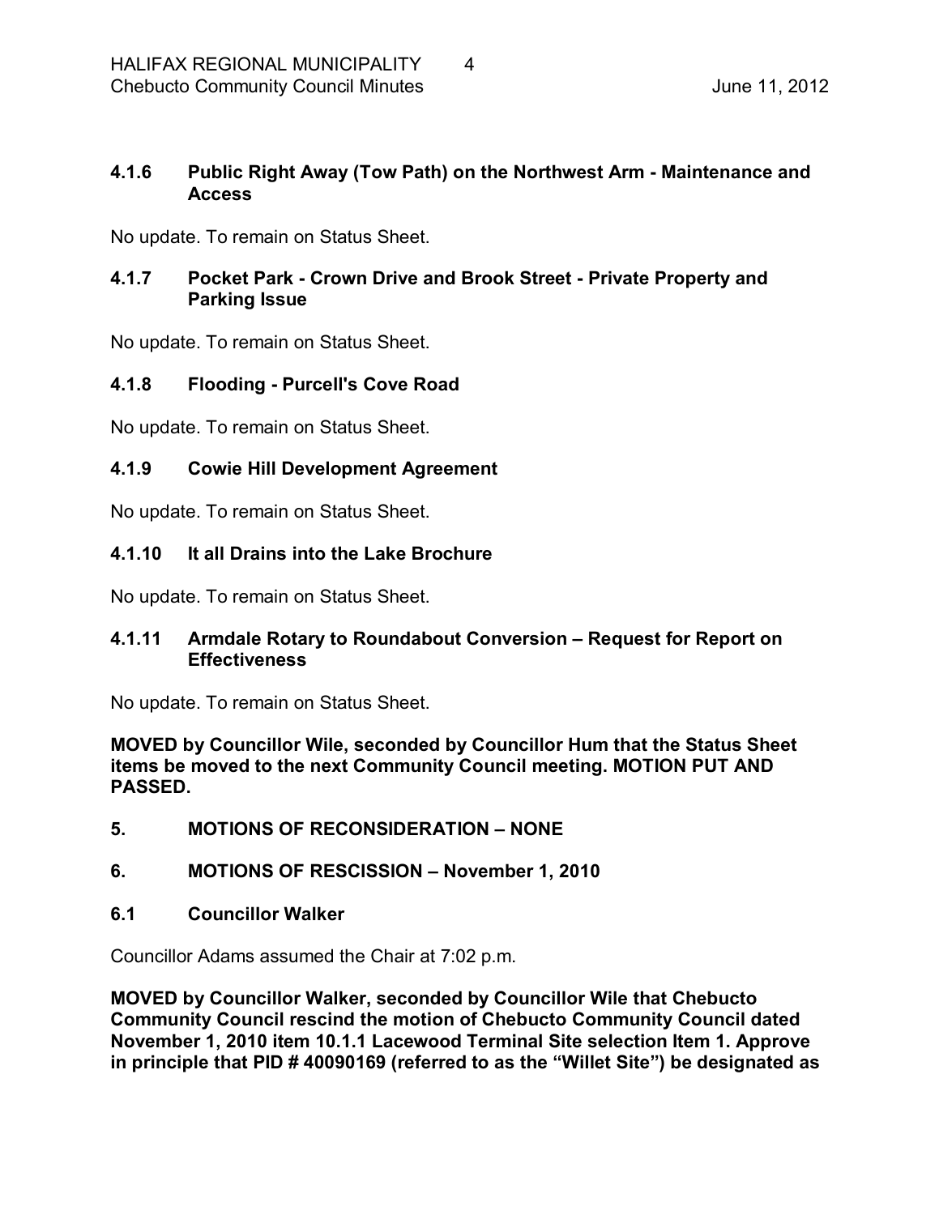### 4.1.6 Public Right Away (Tow Path) on the Northwest Arm - Maintenance and Access

No update. To remain on Status Sheet.

### 4.1.7 Pocket Park - Crown Drive and Brook Street - Private Property and Parking Issue

No update. To remain on Status Sheet.

### 4.1.8 Flooding - Purcell's Cove Road

No update. To remain on Status Sheet.

### 4.1.9 Cowie Hill Development Agreement

No update. To remain on Status Sheet.

### 4.1.10 It all Drains into the Lake Brochure

No update. To remain on Status Sheet.

### 4.1.11 Armdale Rotary to Roundabout Conversion – Request for Report on Effectiveness

No update. To remain on Status Sheet.

**MOVED by Councillor Wile, seconded by Councillor Hum that the Status Sheet items be moved to the next Community Council meeting. MOTION PUT AND PASSED.**

## 5. MOTIONS OF RECONSIDERATION – NONE

## 6. MOTIONS OF RESCISSION – November 1, 2010

### 6.1 Councillor Walker

Councillor Adams assumed the Chair at 7:02 p.m.

**MOVED by Councillor Walker, seconded by Councillor Wile that Chebucto Community Council rescind the motion of Chebucto Community Council dated November 1, 2010 item 10.1.1 Lacewood Terminal Site selection Item 1. Approve in principle that PID # 40090169 (referred to as the "Willet Site") be designated as**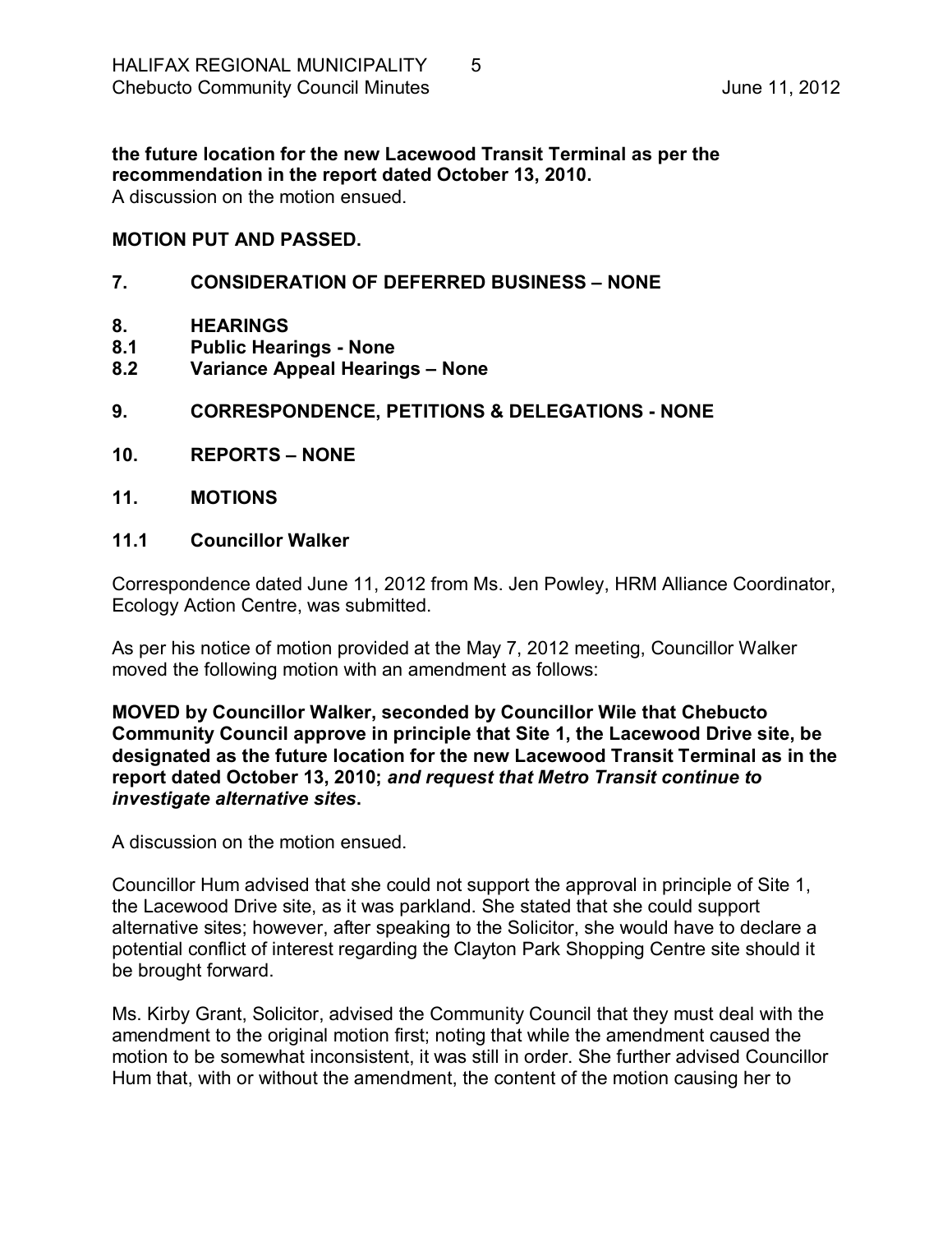**the future location for the new Lacewood Transit Terminal as per the recommendation in the report dated October 13, 2010.**
A discussion on the motion ensued.

**MOTION PUT AND PASSED.**

## 7. CONSIDERATION OF DEFERRED BUSINESS – NONE

## 8. HEARINGS

### 8.1 Public Hearings - None

### 8.2 Variance Appeal Hearings – None

## 9. CORRESPONDENCE, PETITIONS & DELEGATIONS - NONE

## 10. REPORTS – NONE

## 11. MOTIONS

### 11.1 Councillor Walker

Correspondence dated June 11, 2012 from Ms. Jen Powley, HRM Alliance Coordinator, Ecology Action Centre, was submitted.

As per his notice of motion provided at the May 7, 2012 meeting, Councillor Walker moved the following motion with an amendment as follows:

**MOVED by Councillor Walker, seconded by Councillor Wile that Chebucto Community Council approve in principle that Site 1, the Lacewood Drive site, be designated as the future location for the new Lacewood Transit Terminal as in the report dated October 13, 2010; *and request that Metro Transit continue to investigate alternative sites*.**

A discussion on the motion ensued.

Councillor Hum advised that she could not support the approval in principle of Site 1, the Lacewood Drive site, as it was parkland. She stated that she could support alternative sites; however, after speaking to the Solicitor, she would have to declare a potential conflict of interest regarding the Clayton Park Shopping Centre site should it be brought forward.

Ms. Kirby Grant, Solicitor, advised the Community Council that they must deal with the amendment to the original motion first; noting that while the amendment caused the motion to be somewhat inconsistent, it was still in order. She further advised Councillor Hum that, with or without the amendment, the content of the motion causing her to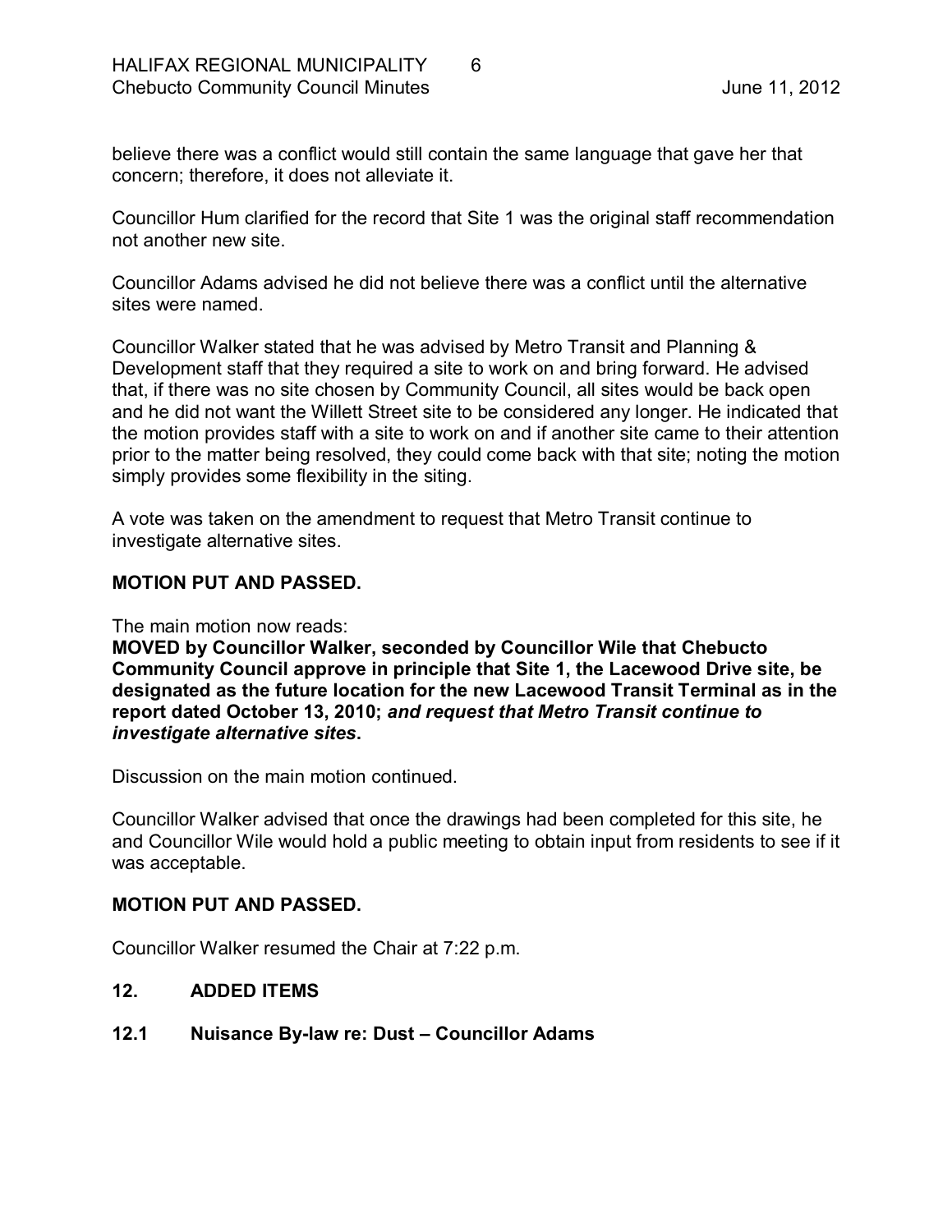believe there was a conflict would still contain the same language that gave her that concern; therefore, it does not alleviate it.

Councillor Hum clarified for the record that Site 1 was the original staff recommendation not another new site.

Councillor Adams advised he did not believe there was a conflict until the alternative sites were named.

Councillor Walker stated that he was advised by Metro Transit and Planning & Development staff that they required a site to work on and bring forward. He advised that, if there was no site chosen by Community Council, all sites would be back open and he did not want the Willett Street site to be considered any longer. He indicated that the motion provides staff with a site to work on and if another site came to their attention prior to the matter being resolved, they could come back with that site; noting the motion simply provides some flexibility in the siting.

A vote was taken on the amendment to request that Metro Transit continue to investigate alternative sites.

**MOTION PUT AND PASSED.**

The main motion now reads:

**MOVED by Councillor Walker, seconded by Councillor Wile that Chebucto Community Council approve in principle that Site 1, the Lacewood Drive site, be designated as the future location for the new Lacewood Transit Terminal as in the report dated October 13, 2010; *and request that Metro Transit continue to investigate alternative sites*.**

Discussion on the main motion continued.

Councillor Walker advised that once the drawings had been completed for this site, he and Councillor Wile would hold a public meeting to obtain input from residents to see if it was acceptable.

**MOTION PUT AND PASSED.**

Councillor Walker resumed the Chair at 7:22 p.m.

## 12. ADDED ITEMS

### 12.1 Nuisance By-law re: Dust – Councillor Adams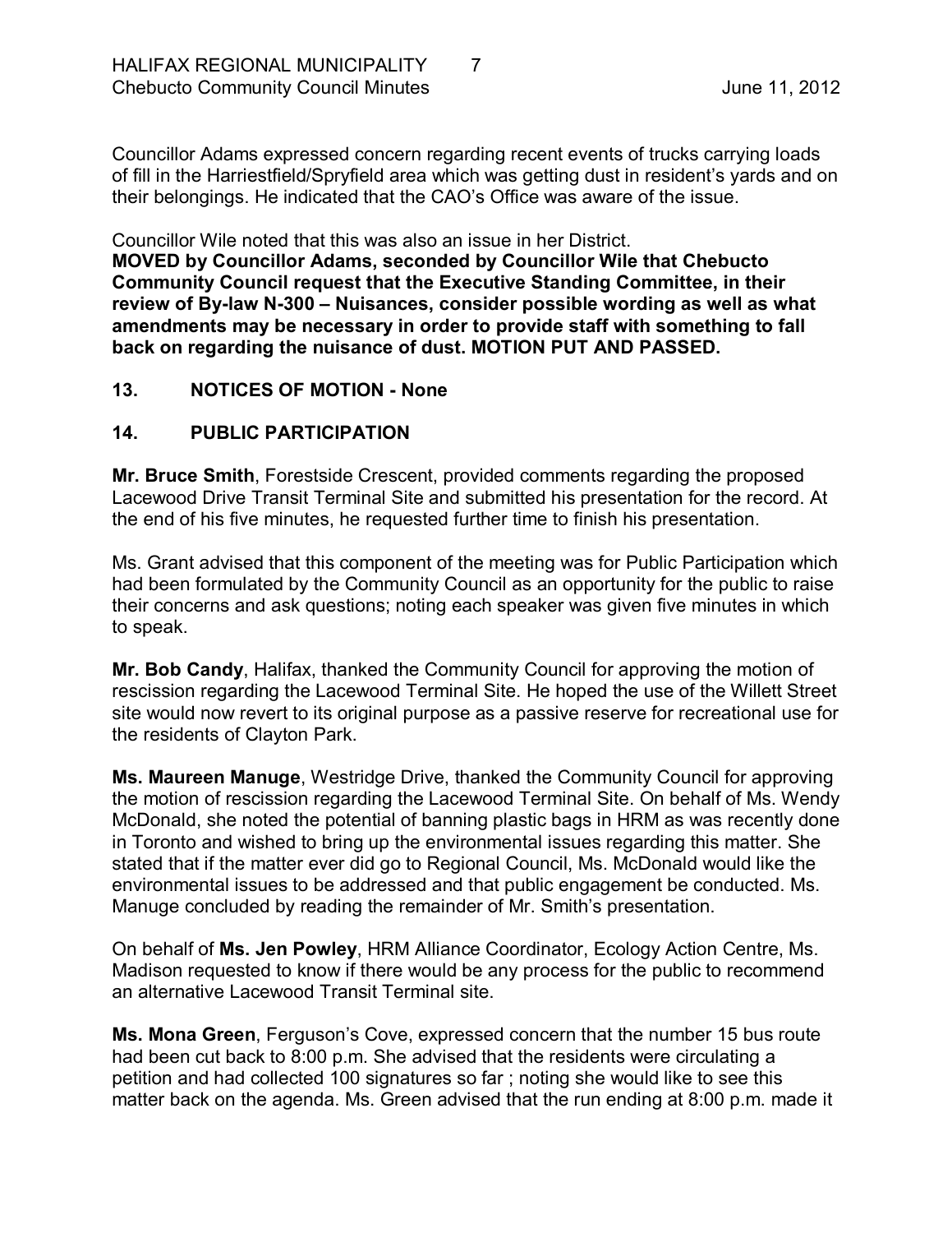Councillor Adams expressed concern regarding recent events of trucks carrying loads of fill in the Harriestfield/Spryfield area which was getting dust in resident's yards and on their belongings. He indicated that the CAO's Office was aware of the issue.

Councillor Wile noted that this was also an issue in her District.

**MOVED by Councillor Adams, seconded by Councillor Wile that Chebucto Community Council request that the Executive Standing Committee, in their review of By-law N-300 – Nuisances, consider possible wording as well as what amendments may be necessary in order to provide staff with something to fall back on regarding the nuisance of dust. MOTION PUT AND PASSED.**

## 13. NOTICES OF MOTION - None

## 14. PUBLIC PARTICIPATION

**Mr. Bruce Smith**, Forestside Crescent, provided comments regarding the proposed Lacewood Drive Transit Terminal Site and submitted his presentation for the record. At the end of his five minutes, he requested further time to finish his presentation.

Ms. Grant advised that this component of the meeting was for Public Participation which had been formulated by the Community Council as an opportunity for the public to raise their concerns and ask questions; noting each speaker was given five minutes in which to speak.

**Mr. Bob Candy**, Halifax, thanked the Community Council for approving the motion of rescission regarding the Lacewood Terminal Site. He hoped the use of the Willett Street site would now revert to its original purpose as a passive reserve for recreational use for the residents of Clayton Park.

**Ms. Maureen Manuge**, Westridge Drive, thanked the Community Council for approving the motion of rescission regarding the Lacewood Terminal Site. On behalf of Ms. Wendy McDonald, she noted the potential of banning plastic bags in HRM as was recently done in Toronto and wished to bring up the environmental issues regarding this matter. She stated that if the matter ever did go to Regional Council, Ms. McDonald would like the environmental issues to be addressed and that public engagement be conducted. Ms. Manuge concluded by reading the remainder of Mr. Smith's presentation.

On behalf of **Ms. Jen Powley**, HRM Alliance Coordinator, Ecology Action Centre, Ms. Madison requested to know if there would be any process for the public to recommend an alternative Lacewood Transit Terminal site.

**Ms. Mona Green**, Ferguson's Cove, expressed concern that the number 15 bus route had been cut back to 8:00 p.m. She advised that the residents were circulating a petition and had collected 100 signatures so far ; noting she would like to see this matter back on the agenda. Ms. Green advised that the run ending at 8:00 p.m. made it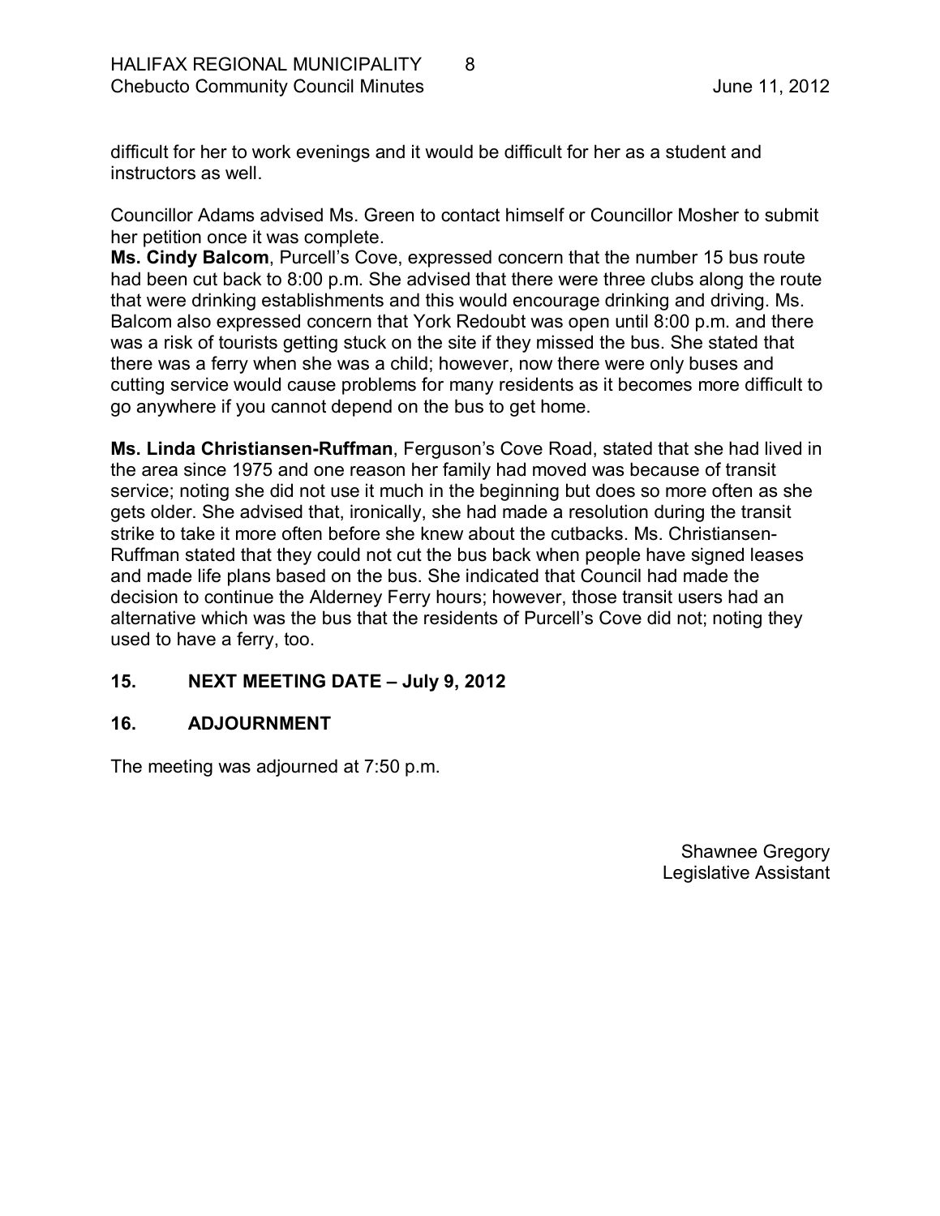difficult for her to work evenings and it would be difficult for her as a student and instructors as well.

Councillor Adams advised Ms. Green to contact himself or Councillor Mosher to submit her petition once it was complete.

**Ms. Cindy Balcom**, Purcell's Cove, expressed concern that the number 15 bus route had been cut back to 8:00 p.m. She advised that there were three clubs along the route that were drinking establishments and this would encourage drinking and driving. Ms. Balcom also expressed concern that York Redoubt was open until 8:00 p.m. and there was a risk of tourists getting stuck on the site if they missed the bus. She stated that there was a ferry when she was a child; however, now there were only buses and cutting service would cause problems for many residents as it becomes more difficult to go anywhere if you cannot depend on the bus to get home.

**Ms. Linda Christiansen-Ruffman**, Ferguson's Cove Road, stated that she had lived in the area since 1975 and one reason her family had moved was because of transit service; noting she did not use it much in the beginning but does so more often as she gets older. She advised that, ironically, she had made a resolution during the transit strike to take it more often before she knew about the cutbacks. Ms. Christiansen-Ruffman stated that they could not cut the bus back when people have signed leases and made life plans based on the bus. She indicated that Council had made the decision to continue the Alderney Ferry hours; however, those transit users had an alternative which was the bus that the residents of Purcell's Cove did not; noting they used to have a ferry, too.

## 15. NEXT MEETING DATE – July 9, 2012

## 16. ADJOURNMENT

The meeting was adjourned at 7:50 p.m.

Shawnee Gregory
Legislative Assistant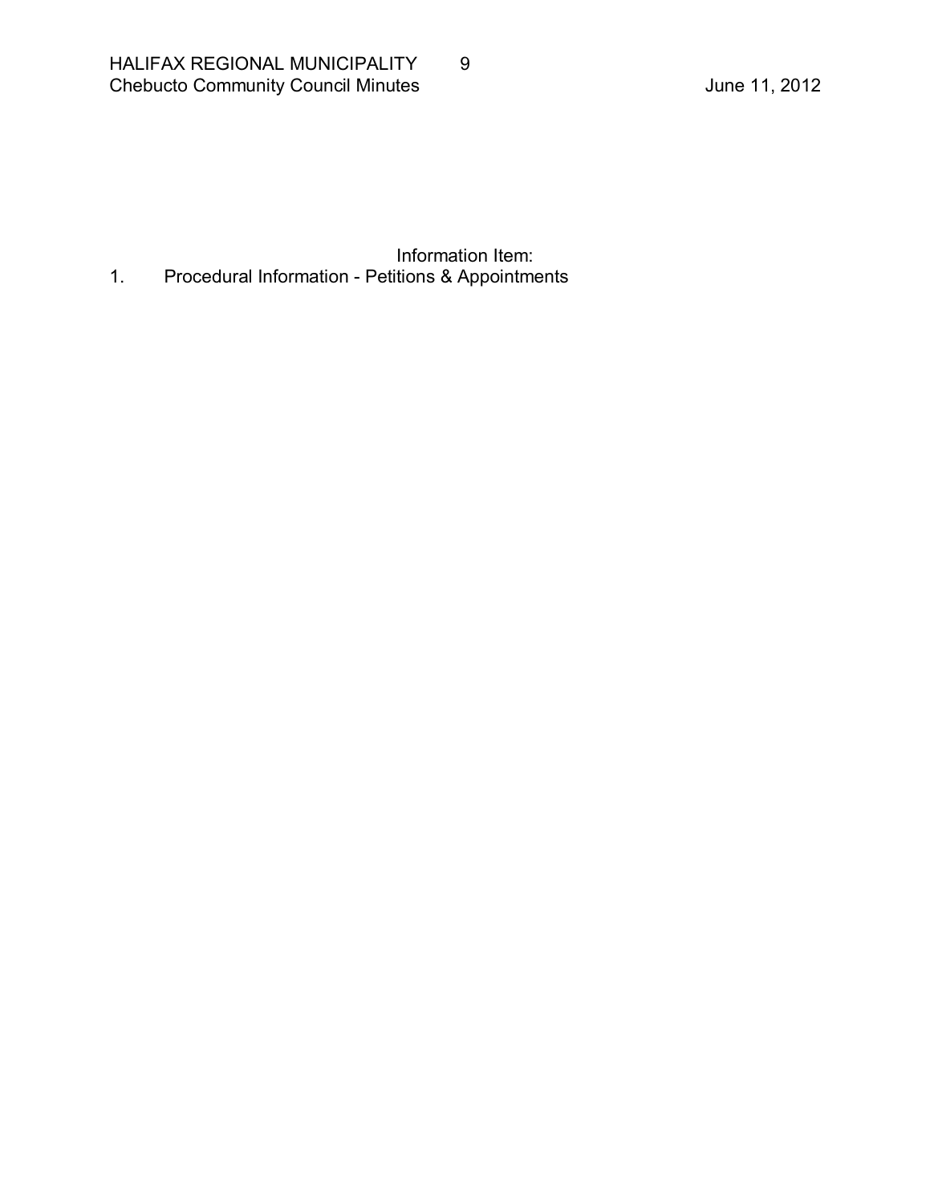Information Item:

1. Procedural Information - Petitions & Appointments